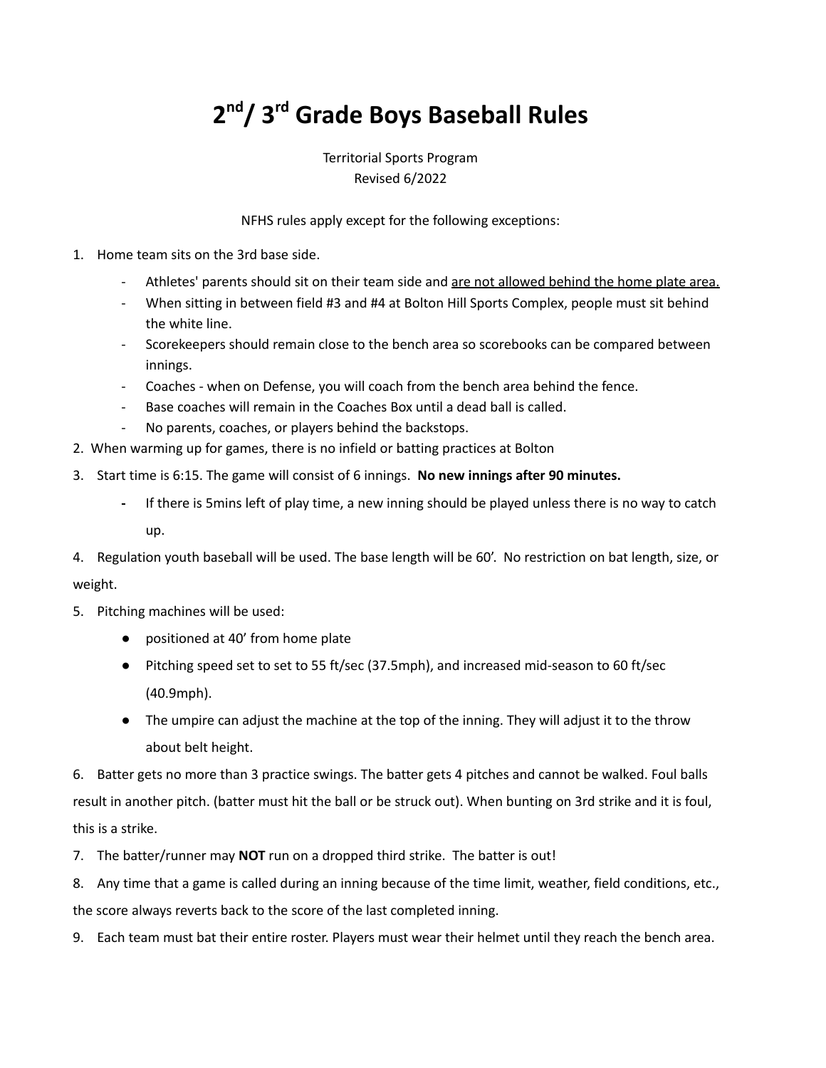# 2nd/ 3rd Grade Boys Baseball Rules

Territorial Sports Program
Revised 6/2022

NFHS rules apply except for the following exceptions:

1. Home team sits on the 3rd base side.
   - Athletes' parents should sit on their team side and <u>are not allowed behind the home plate area.</u>
   - When sitting in between field #3 and #4 at Bolton Hill Sports Complex, people must sit behind the white line.
   - Scorekeepers should remain close to the bench area so scorebooks can be compared between innings.
   - Coaches - when on Defense, you will coach from the bench area behind the fence.
   - Base coaches will remain in the Coaches Box until a dead ball is called.
   - No parents, coaches, or players behind the backstops.
2. When warming up for games, there is no infield or batting practices at Bolton
3. Start time is 6:15. The game will consist of 6 innings. **No new innings after 90 minutes.**
   - If there is 5mins left of play time, a new inning should be played unless there is no way to catch up.
4. Regulation youth baseball will be used. The base length will be 60'. No restriction on bat length, size, or weight.
5. Pitching machines will be used:
   - positioned at 40' from home plate
   - Pitching speed set to set to 55 ft/sec (37.5mph), and increased mid-season to 60 ft/sec (40.9mph).
   - The umpire can adjust the machine at the top of the inning. They will adjust it to the throw about belt height.
6. Batter gets no more than 3 practice swings. The batter gets 4 pitches and cannot be walked. Foul balls result in another pitch. (batter must hit the ball or be struck out). When bunting on 3rd strike and it is foul, this is a strike.
7. The batter/runner may **NOT** run on a dropped third strike. The batter is out!
8. Any time that a game is called during an inning because of the time limit, weather, field conditions, etc., the score always reverts back to the score of the last completed inning.
9. Each team must bat their entire roster. Players must wear their helmet until they reach the bench area.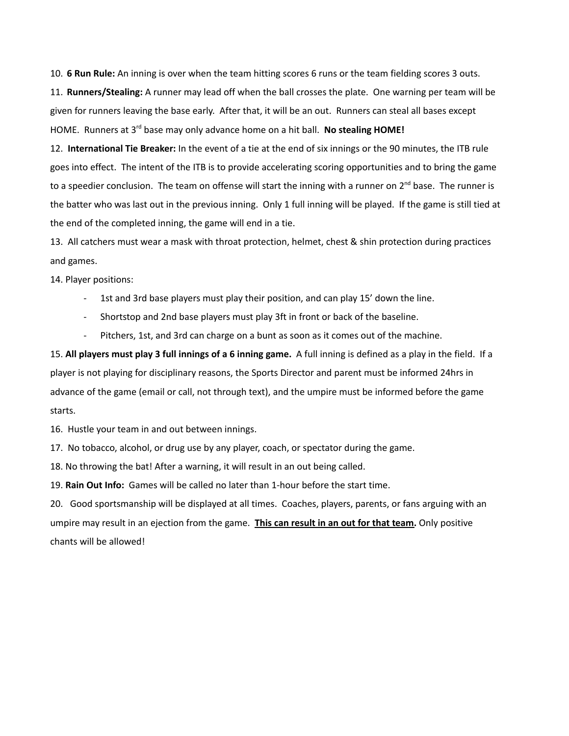10. **6 Run Rule:** An inning is over when the team hitting scores 6 runs or the team fielding scores 3 outs.

11. **Runners/Stealing:** A runner may lead off when the ball crosses the plate. One warning per team will be given for runners leaving the base early. After that, it will be an out. Runners can steal all bases except HOME. Runners at 3rd base may only advance home on a hit ball. **No stealing HOME!**

12. **International Tie Breaker:** In the event of a tie at the end of six innings or the 90 minutes, the ITB rule goes into effect. The intent of the ITB is to provide accelerating scoring opportunities and to bring the game to a speedier conclusion. The team on offense will start the inning with a runner on 2nd base. The runner is the batter who was last out in the previous inning. Only 1 full inning will be played. If the game is still tied at the end of the completed inning, the game will end in a tie.

13. All catchers must wear a mask with throat protection, helmet, chest & shin protection during practices and games.

14. Player positions:

- 1st and 3rd base players must play their position, and can play 15' down the line.
- Shortstop and 2nd base players must play 3ft in front or back of the baseline.
- Pitchers, 1st, and 3rd can charge on a bunt as soon as it comes out of the machine.

15. **All players must play 3 full innings of a 6 inning game.** A full inning is defined as a play in the field. If a player is not playing for disciplinary reasons, the Sports Director and parent must be informed 24hrs in advance of the game (email or call, not through text), and the umpire must be informed before the game starts.

16. Hustle your team in and out between innings.

17. No tobacco, alcohol, or drug use by any player, coach, or spectator during the game.

18. No throwing the bat! After a warning, it will result in an out being called.

19. **Rain Out Info:** Games will be called no later than 1-hour before the start time.

20. Good sportsmanship will be displayed at all times. Coaches, players, parents, or fans arguing with an umpire may result in an ejection from the game. <u>**This can result in an out for that team.**</u> Only positive chants will be allowed!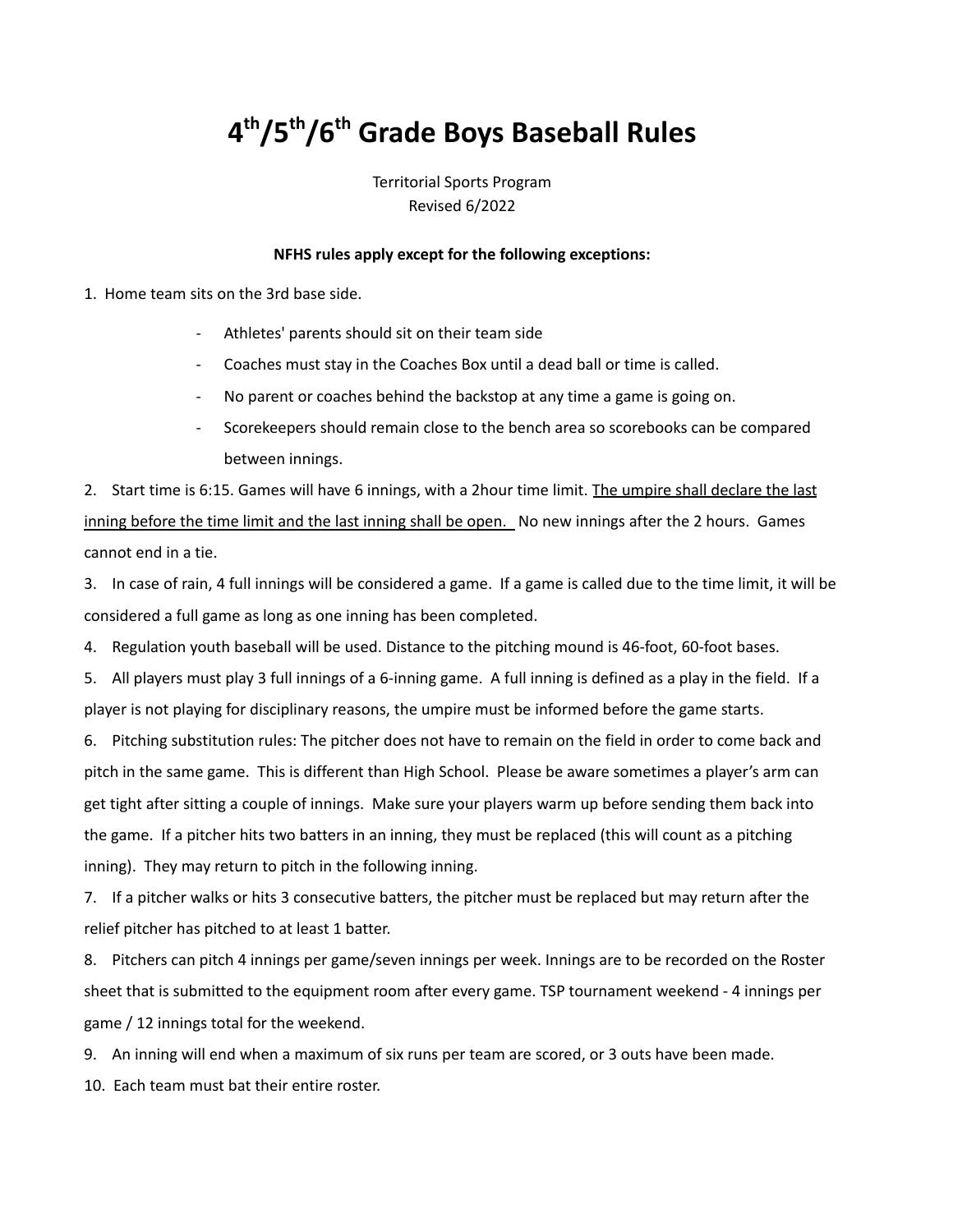# 4th/5th/6th Grade Boys Baseball Rules

Territorial Sports Program
Revised 6/2022

**NFHS rules apply except for the following exceptions:**

1. Home team sits on the 3rd base side.
    - Athletes' parents should sit on their team side
    - Coaches must stay in the Coaches Box until a dead ball or time is called.
    - No parent or coaches behind the backstop at any time a game is going on.
    - Scorekeepers should remain close to the bench area so scorebooks can be compared between innings.

2. Start time is 6:15. Games will have 6 innings, with a 2hour time limit. <u>The umpire shall declare the last inning before the time limit and the last inning shall be open.</u> No new innings after the 2 hours. Games cannot end in a tie.

3. In case of rain, 4 full innings will be considered a game. If a game is called due to the time limit, it will be considered a full game as long as one inning has been completed.

4. Regulation youth baseball will be used. Distance to the pitching mound is 46-foot, 60-foot bases.

5. All players must play 3 full innings of a 6-inning game. A full inning is defined as a play in the field. If a player is not playing for disciplinary reasons, the umpire must be informed before the game starts.

6. Pitching substitution rules: The pitcher does not have to remain on the field in order to come back and pitch in the same game. This is different than High School. Please be aware sometimes a player's arm can get tight after sitting a couple of innings. Make sure your players warm up before sending them back into the game. If a pitcher hits two batters in an inning, they must be replaced (this will count as a pitching inning). They may return to pitch in the following inning.

7. If a pitcher walks or hits 3 consecutive batters, the pitcher must be replaced but may return after the relief pitcher has pitched to at least 1 batter.

8. Pitchers can pitch 4 innings per game/seven innings per week. Innings are to be recorded on the Roster sheet that is submitted to the equipment room after every game. TSP tournament weekend - 4 innings per game / 12 innings total for the weekend.

9. An inning will end when a maximum of six runs per team are scored, or 3 outs have been made.

10. Each team must bat their entire roster.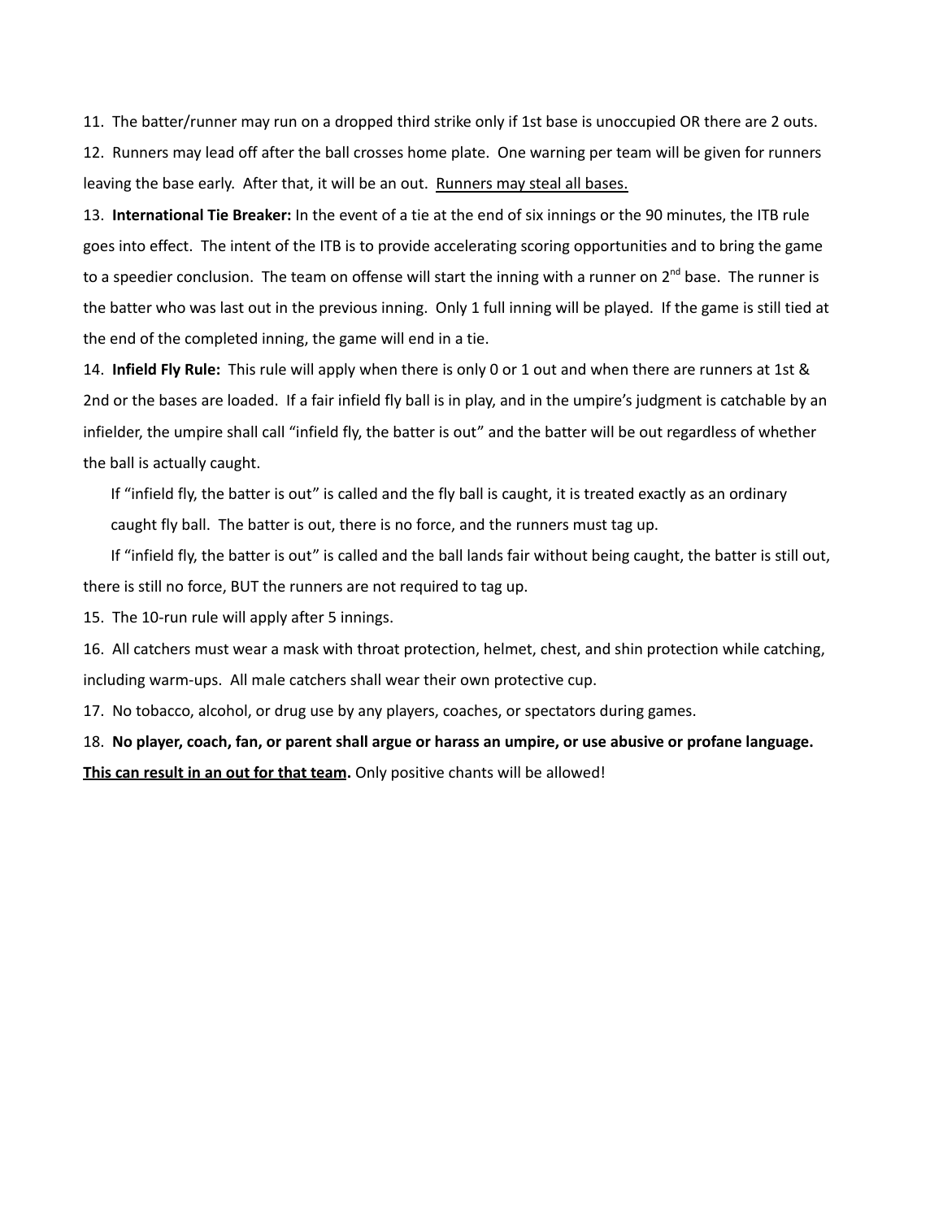11. The batter/runner may run on a dropped third strike only if 1st base is unoccupied OR there are 2 outs.

12. Runners may lead off after the ball crosses home plate. One warning per team will be given for runners leaving the base early. After that, it will be an out. <u>Runners may steal all bases.</u>

13. **International Tie Breaker:** In the event of a tie at the end of six innings or the 90 minutes, the ITB rule goes into effect. The intent of the ITB is to provide accelerating scoring opportunities and to bring the game to a speedier conclusion. The team on offense will start the inning with a runner on 2nd base. The runner is the batter who was last out in the previous inning. Only 1 full inning will be played. If the game is still tied at the end of the completed inning, the game will end in a tie.

14. **Infield Fly Rule:** This rule will apply when there is only 0 or 1 out and when there are runners at 1st & 2nd or the bases are loaded. If a fair infield fly ball is in play, and in the umpire's judgment is catchable by an infielder, the umpire shall call "infield fly, the batter is out" and the batter will be out regardless of whether the ball is actually caught.

If "infield fly, the batter is out" is called and the fly ball is caught, it is treated exactly as an ordinary caught fly ball. The batter is out, there is no force, and the runners must tag up.

If "infield fly, the batter is out" is called and the ball lands fair without being caught, the batter is still out, there is still no force, BUT the runners are not required to tag up.

15. The 10-run rule will apply after 5 innings.

16. All catchers must wear a mask with throat protection, helmet, chest, and shin protection while catching, including warm-ups. All male catchers shall wear their own protective cup.

17. No tobacco, alcohol, or drug use by any players, coaches, or spectators during games.

18. **No player, coach, fan, or parent shall argue or harass an umpire, or use abusive or profane language. <u>This can result in an out for that team</u>.** Only positive chants will be allowed!